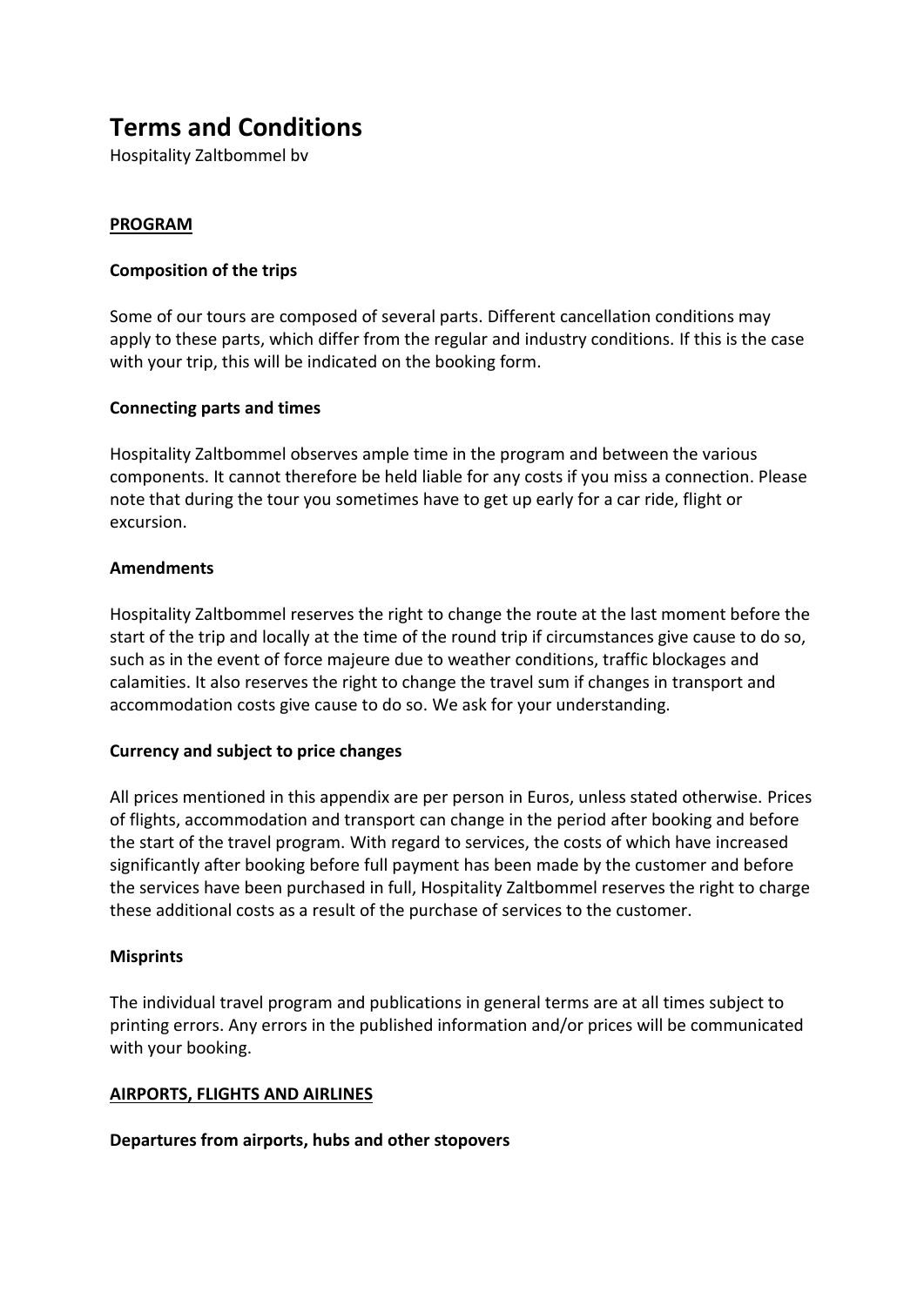# Terms and Conditions

Hospitality Zaltbommel bv

## PROGRAM

### Composition of the trips

Some of our tours are composed of several parts. Different cancellation conditions may apply to these parts, which differ from the regular and industry conditions. If this is the case with your trip, this will be indicated on the booking form.

### Connecting parts and times

Hospitality Zaltbommel observes ample time in the program and between the various components. It cannot therefore be held liable for any costs if you miss a connection. Please note that during the tour you sometimes have to get up early for a car ride, flight or excursion.

### Amendments

Hospitality Zaltbommel reserves the right to change the route at the last moment before the start of the trip and locally at the time of the round trip if circumstances give cause to do so, such as in the event of force majeure due to weather conditions, traffic blockages and calamities. It also reserves the right to change the travel sum if changes in transport and accommodation costs give cause to do so. We ask for your understanding.

### Currency and subject to price changes

All prices mentioned in this appendix are per person in Euros, unless stated otherwise. Prices of flights, accommodation and transport can change in the period after booking and before the start of the travel program. With regard to services, the costs of which have increased significantly after booking before full payment has been made by the customer and before the services have been purchased in full, Hospitality Zaltbommel reserves the right to charge these additional costs as a result of the purchase of services to the customer.

### Misprints

The individual travel program and publications in general terms are at all times subject to printing errors. Any errors in the published information and/or prices will be communicated with your booking.

## AIRPORTS, FLIGHTS AND AIRLINES

### Departures from airports, hubs and other stopovers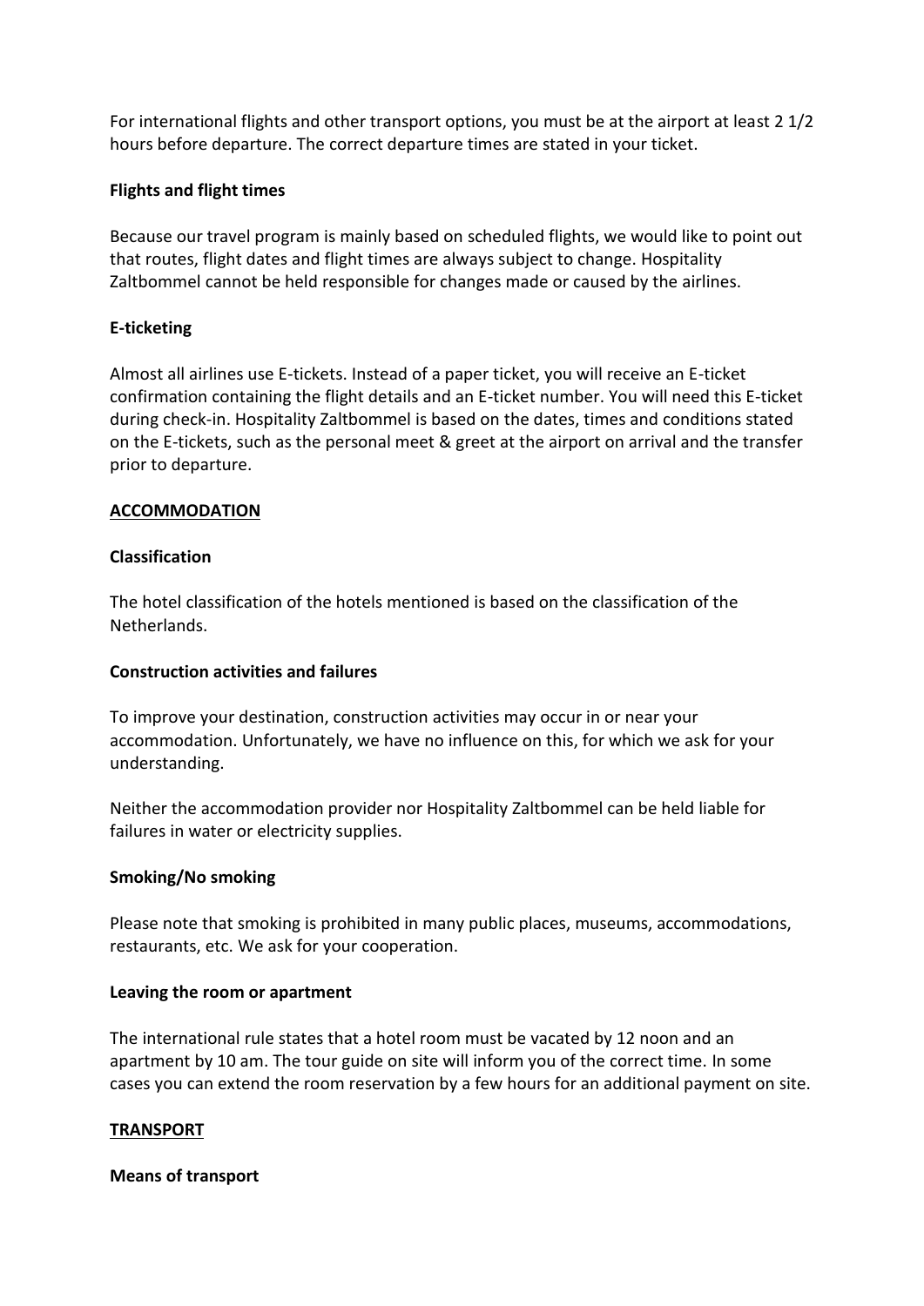For international flights and other transport options, you must be at the airport at least 2 1/2 hours before departure. The correct departure times are stated in your ticket.

**Flights and flight times**

Because our travel program is mainly based on scheduled flights, we would like to point out that routes, flight dates and flight times are always subject to change. Hospitality Zaltbommel cannot be held responsible for changes made or caused by the airlines.

**E-ticketing**

Almost all airlines use E-tickets. Instead of a paper ticket, you will receive an E-ticket confirmation containing the flight details and an E-ticket number. You will need this E-ticket during check-in. Hospitality Zaltbommel is based on the dates, times and conditions stated on the E-tickets, such as the personal meet & greet at the airport on arrival and the transfer prior to departure.

## ACCOMMODATION

**Classification**

The hotel classification of the hotels mentioned is based on the classification of the Netherlands.

**Construction activities and failures**

To improve your destination, construction activities may occur in or near your accommodation. Unfortunately, we have no influence on this, for which we ask for your understanding.

Neither the accommodation provider nor Hospitality Zaltbommel can be held liable for failures in water or electricity supplies.

**Smoking/No smoking**

Please note that smoking is prohibited in many public places, museums, accommodations, restaurants, etc. We ask for your cooperation.

**Leaving the room or apartment**

The international rule states that a hotel room must be vacated by 12 noon and an apartment by 10 am. The tour guide on site will inform you of the correct time. In some cases you can extend the room reservation by a few hours for an additional payment on site.

## TRANSPORT

**Means of transport**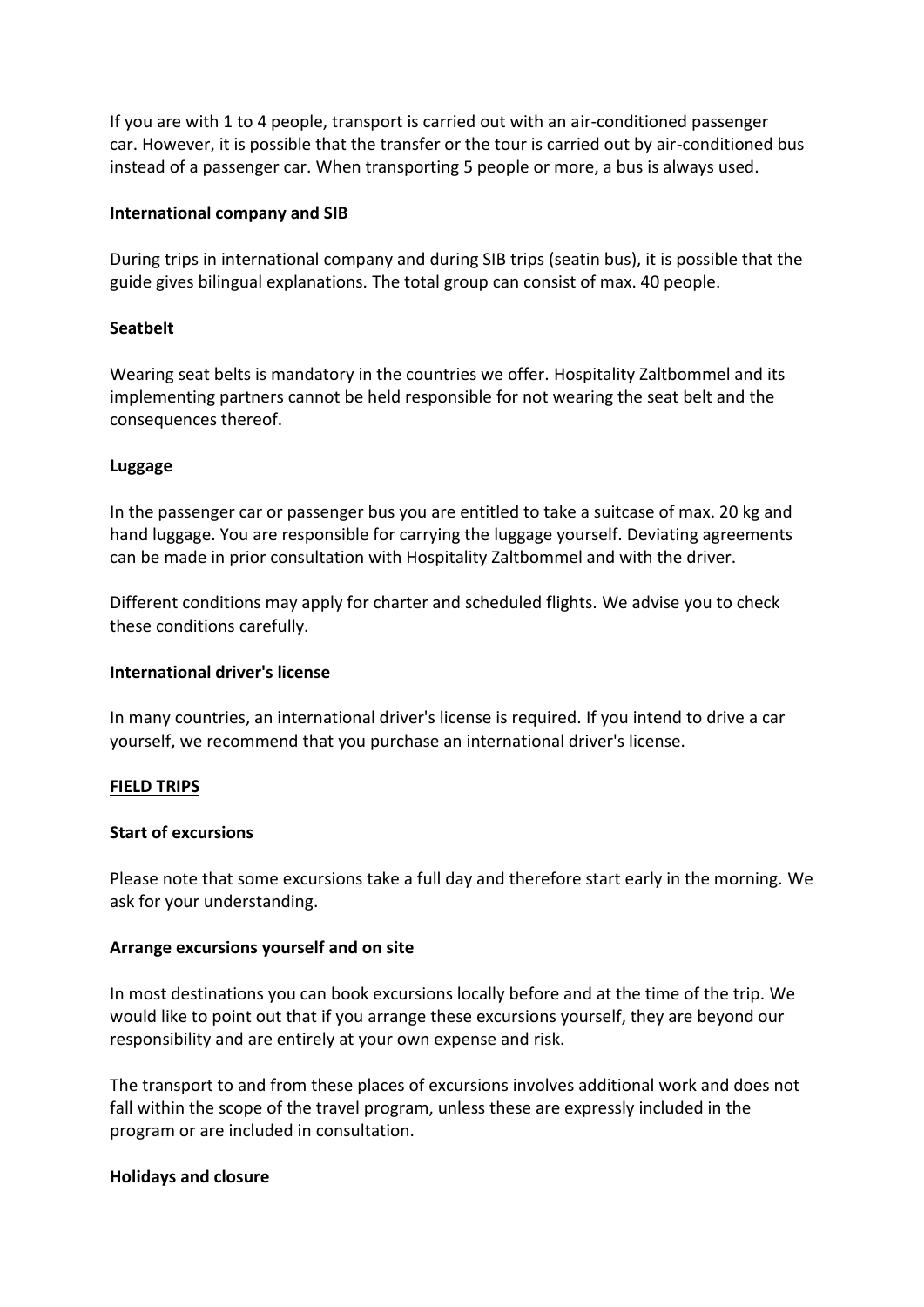If you are with 1 to 4 people, transport is carried out with an air-conditioned passenger car. However, it is possible that the transfer or the tour is carried out by air-conditioned bus instead of a passenger car. When transporting 5 people or more, a bus is always used.

**International company and SIB**

During trips in international company and during SIB trips (seatin bus), it is possible that the guide gives bilingual explanations. The total group can consist of max. 40 people.

**Seatbelt**

Wearing seat belts is mandatory in the countries we offer. Hospitality Zaltbommel and its implementing partners cannot be held responsible for not wearing the seat belt and the consequences thereof.

**Luggage**

In the passenger car or passenger bus you are entitled to take a suitcase of max. 20 kg and hand luggage. You are responsible for carrying the luggage yourself. Deviating agreements can be made in prior consultation with Hospitality Zaltbommel and with the driver.

Different conditions may apply for charter and scheduled flights. We advise you to check these conditions carefully.

**International driver's license**

In many countries, an international driver's license is required. If you intend to drive a car yourself, we recommend that you purchase an international driver's license.

## FIELD TRIPS

**Start of excursions**

Please note that some excursions take a full day and therefore start early in the morning. We ask for your understanding.

**Arrange excursions yourself and on site**

In most destinations you can book excursions locally before and at the time of the trip. We would like to point out that if you arrange these excursions yourself, they are beyond our responsibility and are entirely at your own expense and risk.

The transport to and from these places of excursions involves additional work and does not fall within the scope of the travel program, unless these are expressly included in the program or are included in consultation.

**Holidays and closure**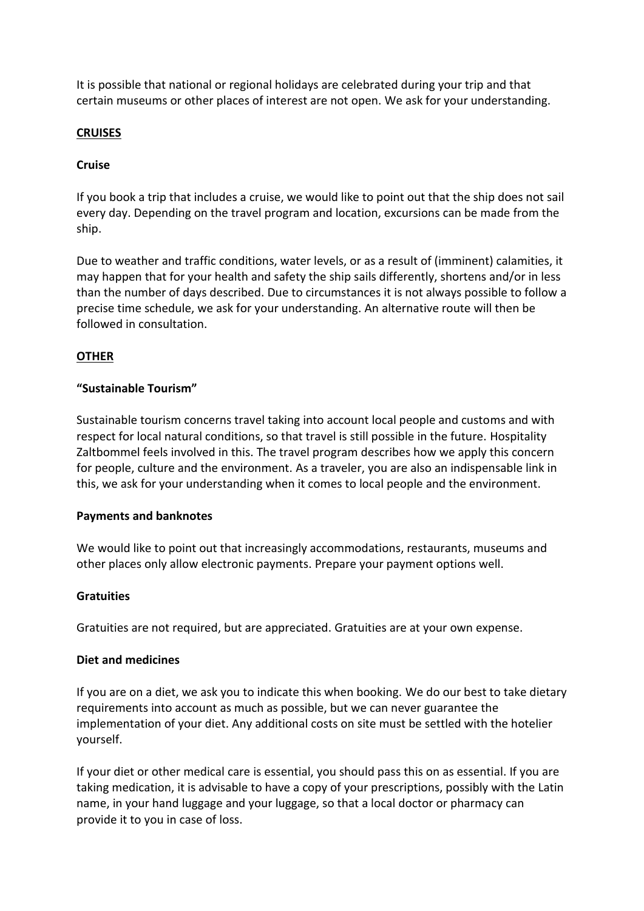It is possible that national or regional holidays are celebrated during your trip and that certain museums or other places of interest are not open. We ask for your understanding.

## CRUISES

### Cruise

If you book a trip that includes a cruise, we would like to point out that the ship does not sail every day. Depending on the travel program and location, excursions can be made from the ship.

Due to weather and traffic conditions, water levels, or as a result of (imminent) calamities, it may happen that for your health and safety the ship sails differently, shortens and/or in less than the number of days described. Due to circumstances it is not always possible to follow a precise time schedule, we ask for your understanding. An alternative route will then be followed in consultation.

## OTHER

### "Sustainable Tourism"

Sustainable tourism concerns travel taking into account local people and customs and with respect for local natural conditions, so that travel is still possible in the future. Hospitality Zaltbommel feels involved in this. The travel program describes how we apply this concern for people, culture and the environment. As a traveler, you are also an indispensable link in this, we ask for your understanding when it comes to local people and the environment.

### Payments and banknotes

We would like to point out that increasingly accommodations, restaurants, museums and other places only allow electronic payments. Prepare your payment options well.

### Gratuities

Gratuities are not required, but are appreciated. Gratuities are at your own expense.

### Diet and medicines

If you are on a diet, we ask you to indicate this when booking. We do our best to take dietary requirements into account as much as possible, but we can never guarantee the implementation of your diet. Any additional costs on site must be settled with the hotelier yourself.

If your diet or other medical care is essential, you should pass this on as essential. If you are taking medication, it is advisable to have a copy of your prescriptions, possibly with the Latin name, in your hand luggage and your luggage, so that a local doctor or pharmacy can provide it to you in case of loss.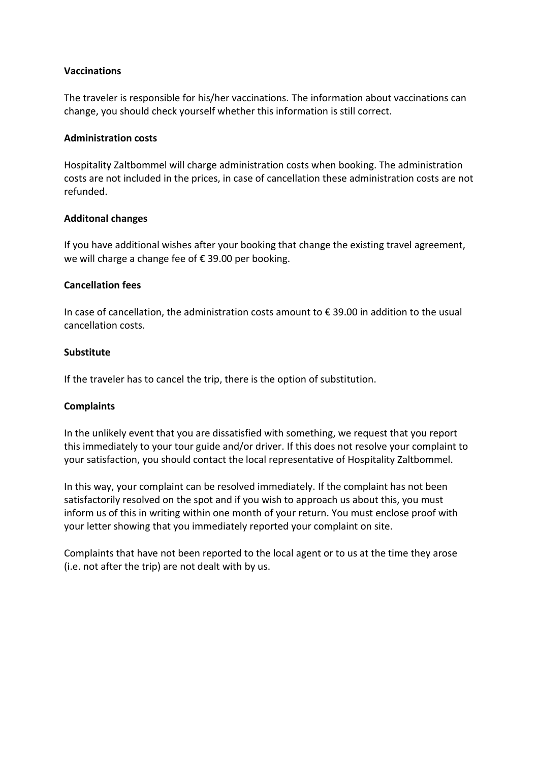**Vaccinations**

The traveler is responsible for his/her vaccinations. The information about vaccinations can change, you should check yourself whether this information is still correct.

**Administration costs**

Hospitality Zaltbommel will charge administration costs when booking. The administration costs are not included in the prices, in case of cancellation these administration costs are not refunded.

**Additonal changes**

If you have additional wishes after your booking that change the existing travel agreement, we will charge a change fee of € 39.00 per booking.

**Cancellation fees**

In case of cancellation, the administration costs amount to € 39.00 in addition to the usual cancellation costs.

**Substitute**

If the traveler has to cancel the trip, there is the option of substitution.

**Complaints**

In the unlikely event that you are dissatisfied with something, we request that you report this immediately to your tour guide and/or driver. If this does not resolve your complaint to your satisfaction, you should contact the local representative of Hospitality Zaltbommel.

In this way, your complaint can be resolved immediately. If the complaint has not been satisfactorily resolved on the spot and if you wish to approach us about this, you must inform us of this in writing within one month of your return. You must enclose proof with your letter showing that you immediately reported your complaint on site.

Complaints that have not been reported to the local agent or to us at the time they arose (i.e. not after the trip) are not dealt with by us.